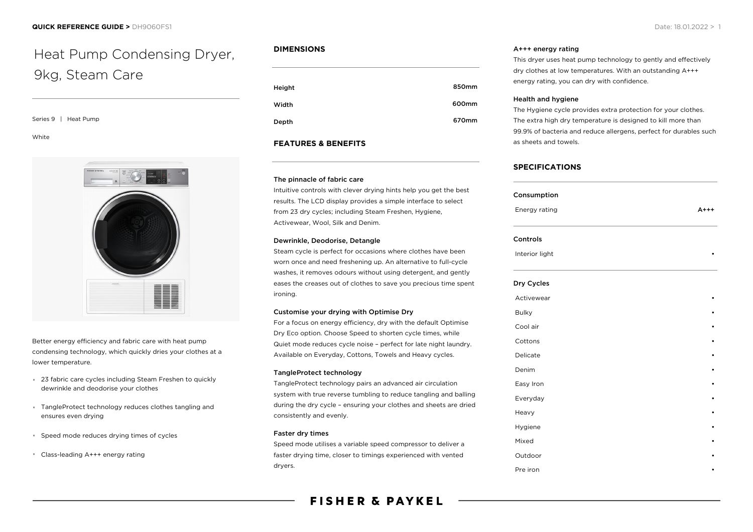# Heat Pump Condensing Dryer, 9kg, Steam Care

Series 9 | Heat Pump

White

Better energy efficiency and fabric care with heat pump condensing technology, which quickly dries your clothes at a lower temperature.

- 23 fabric care cycles including Steam Freshen to quickly dewrinkle and deodorise your clothes
- TangleProtect technology reduces clothes tangling and ensures even drying
- Speed mode reduces drying times of cycles
- Class-leading A+++ energy rating

## DIMENSIONS

| | |
|---|---|
| Height | 850mm |
| Width | 600mm |
| Depth | 670mm |

## FEATURES & BENEFITS

### The pinnacle of fabric care

Intuitive controls with clever drying hints help you get the best results. The LCD display provides a simple interface to select from 23 dry cycles; including Steam Freshen, Hygiene, Activewear, Wool, Silk and Denim.

### Dewrinkle, Deodorise, Detangle

Steam cycle is perfect for occasions where clothes have been worn once and need freshening up. An alternative to full-cycle washes, it removes odours without using detergent, and gently eases the creases out of clothes to save you precious time spent ironing.

### Customise your drying with Optimise Dry

For a focus on energy efficiency, dry with the default Optimise Dry Eco option. Choose Speed to shorten cycle times, while Quiet mode reduces cycle noise – perfect for late night laundry. Available on Everyday, Cottons, Towels and Heavy cycles.

### TangleProtect technology

TangleProtect technology pairs an advanced air circulation system with true reverse tumbling to reduce tangling and balling during the dry cycle – ensuring your clothes and sheets are dried consistently and evenly.

### Faster dry times

Speed mode utilises a variable speed compressor to deliver a faster drying time, closer to timings experienced with vented dryers.

### A+++ energy rating

This dryer uses heat pump technology to gently and effectively dry clothes at low temperatures. With an outstanding A+++ energy rating, you can dry with confidence.

### Health and hygiene

The Hygiene cycle provides extra protection for your clothes. The extra high dry temperature is designed to kill more than 99.9% of bacteria and reduce allergens, perfect for durables such as sheets and towels.

## SPECIFICATIONS

### Consumption

| | |
|---|---|
| Energy rating | A+++ |

### Controls

| | |
|---|---|
| Interior light | • |

### Dry Cycles

| | |
|---|---|
| Activewear | • |
| Bulky | • |
| Cool air | • |
| Cottons | • |
| Delicate | • |
| Denim | • |
| Easy Iron | • |
| Everyday | • |
| Heavy | • |
| Hygiene | • |
| Mixed | • |
| Outdoor | • |
| Pre iron | • |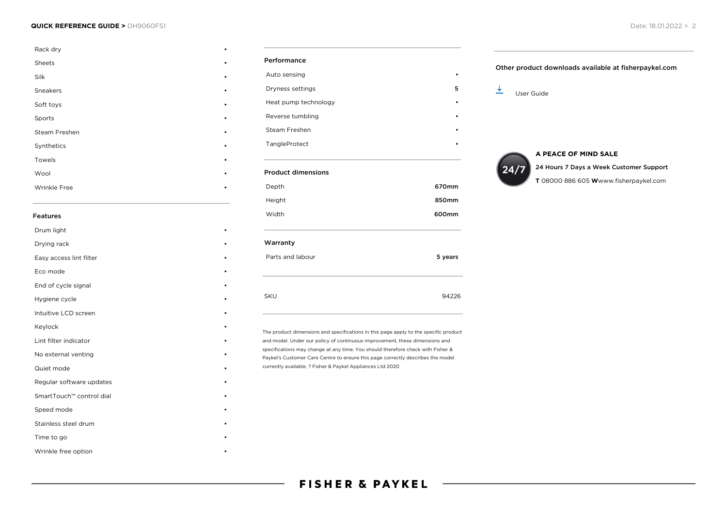| | |
|---|---|
| Rack dry | • |
| Sheets | • |
| Silk | • |
| Sneakers | • |
| Soft toys | • |
| Sports | • |
| Steam Freshen | • |
| Synthetics | • |
| Towels | • |
| Wool | • |
| Wrinkle Free | • |

## Features

| | |
|---|---|
| Drum light | • |
| Drying rack | • |
| Easy access lint filter | • |
| Eco mode | • |
| End of cycle signal | • |
| Hygiene cycle | • |
| Intuitive LCD screen | • |
| Keylock | • |
| Lint filter indicator | • |
| No external venting | • |
| Quiet mode | • |
| Regular software updates | • |
| SmartTouch™ control dial | • |
| Speed mode | • |
| Stainless steel drum | • |
| Time to go | • |
| Wrinkle free option | • |

## Performance

| | |
|---|---|
| Auto sensing | • |
| Dryness settings | **5** |
| Heat pump technology | • |
| Reverse tumbling | • |
| Steam Freshen | • |
| TangleProtect | • |

## Product dimensions

| | |
|---|---|
| Depth | **670mm** |
| Height | **850mm** |
| Width | **600mm** |

## Warranty

| | |
|---|---|
| Parts and labour | **5 years** |

| | |
|---|---|
| SKU | 94226 |

The product dimensions and specifications in this page apply to the specific product and model. Under our policy of continuous improvement, these dimensions and specifications may change at any time. You should therefore check with Fisher & Paykel's Customer Care Centre to ensure this page correctly describes the model currently available. ? Fisher & Paykel Appliances Ltd 2020

Other product downloads available at fisherpaykel.com

User Guide

24/7

**A PEACE OF MIND SALE**

24 Hours 7 Days a Week Customer Support

**T** 08000 886 605 **W**www.fisherpaykel.com